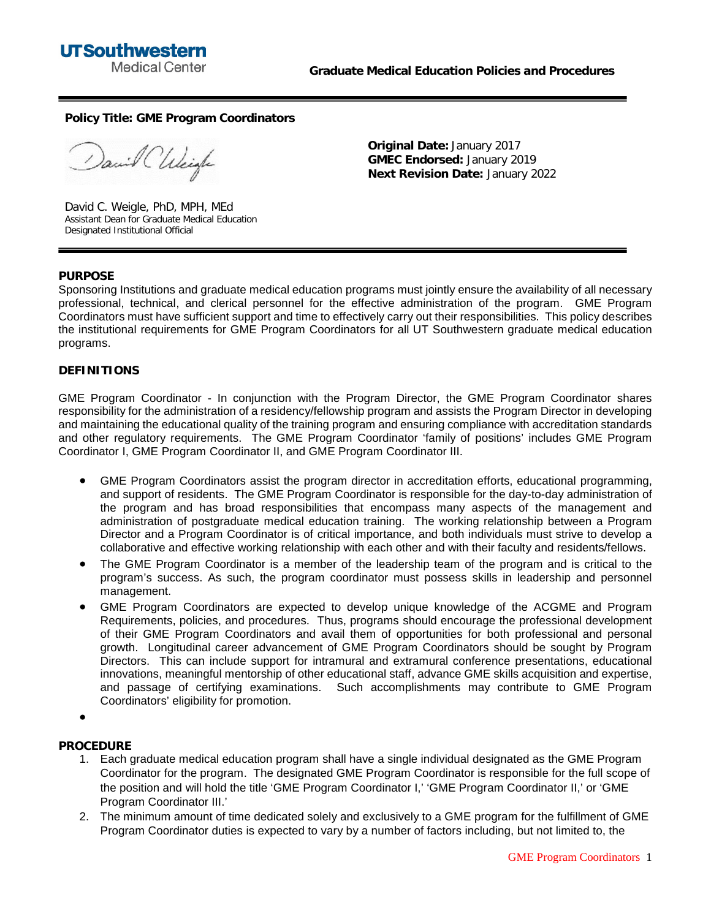UTSouthwestern Medical Center

**Graduate Medical Education Policies and Procedures**

**Policy Title: GME Program Coordinators**

David C. Weigle, PhD, MPH, MEd
Assistant Dean for Graduate Medical Education
Designated Institutional Official

**Original Date:** January 2017
**GMEC Endorsed:** January 2019
**Next Revision Date:** January 2022

## PURPOSE

Sponsoring Institutions and graduate medical education programs must jointly ensure the availability of all necessary professional, technical, and clerical personnel for the effective administration of the program. GME Program Coordinators must have sufficient support and time to effectively carry out their responsibilities. This policy describes the institutional requirements for GME Program Coordinators for all UT Southwestern graduate medical education programs.

## DEFINITIONS

GME Program Coordinator - In conjunction with the Program Director, the GME Program Coordinator shares responsibility for the administration of a residency/fellowship program and assists the Program Director in developing and maintaining the educational quality of the training program and ensuring compliance with accreditation standards and other regulatory requirements. The GME Program Coordinator 'family of positions' includes GME Program Coordinator I, GME Program Coordinator II, and GME Program Coordinator III.

- GME Program Coordinators assist the program director in accreditation efforts, educational programming, and support of residents. The GME Program Coordinator is responsible for the day-to-day administration of the program and has broad responsibilities that encompass many aspects of the management and administration of postgraduate medical education training. The working relationship between a Program Director and a Program Coordinator is of critical importance, and both individuals must strive to develop a collaborative and effective working relationship with each other and with their faculty and residents/fellows.
- The GME Program Coordinator is a member of the leadership team of the program and is critical to the program's success. As such, the program coordinator must possess skills in leadership and personnel management.
- GME Program Coordinators are expected to develop unique knowledge of the ACGME and Program Requirements, policies, and procedures. Thus, programs should encourage the professional development of their GME Program Coordinators and avail them of opportunities for both professional and personal growth. Longitudinal career advancement of GME Program Coordinators should be sought by Program Directors. This can include support for intramural and extramural conference presentations, educational innovations, meaningful mentorship of other educational staff, advance GME skills acquisition and expertise, and passage of certifying examinations. Such accomplishments may contribute to GME Program Coordinators' eligibility for promotion.

## PROCEDURE

1. Each graduate medical education program shall have a single individual designated as the GME Program Coordinator for the program. The designated GME Program Coordinator is responsible for the full scope of the position and will hold the title 'GME Program Coordinator I,' 'GME Program Coordinator II,' or 'GME Program Coordinator III.'
2. The minimum amount of time dedicated solely and exclusively to a GME program for the fulfillment of GME Program Coordinator duties is expected to vary by a number of factors including, but not limited to, the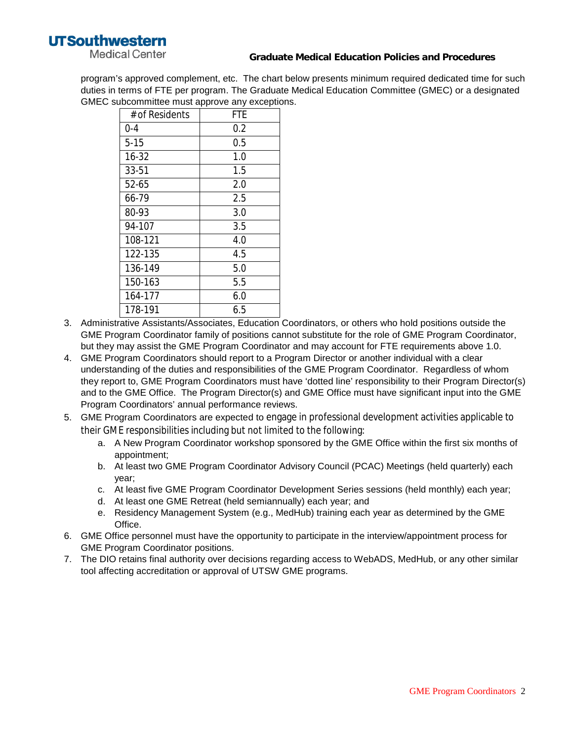program's approved complement, etc. The chart below presents minimum required dedicated time for such duties in terms of FTE per program. The Graduate Medical Education Committee (GMEC) or a designated GMEC subcommittee must approve any exceptions.

| # of Residents | FTE |
|---|---|
| 0-4 | 0.2 |
| 5-15 | 0.5 |
| 16-32 | 1.0 |
| 33-51 | 1.5 |
| 52-65 | 2.0 |
| 66-79 | 2.5 |
| 80-93 | 3.0 |
| 94-107 | 3.5 |
| 108-121 | 4.0 |
| 122-135 | 4.5 |
| 136-149 | 5.0 |
| 150-163 | 5.5 |
| 164-177 | 6.0 |
| 178-191 | 6.5 |

3. Administrative Assistants/Associates, Education Coordinators, or others who hold positions outside the GME Program Coordinator family of positions cannot substitute for the role of GME Program Coordinator, but they may assist the GME Program Coordinator and may account for FTE requirements above 1.0.
4. GME Program Coordinators should report to a Program Director or another individual with a clear understanding of the duties and responsibilities of the GME Program Coordinator. Regardless of whom they report to, GME Program Coordinators must have 'dotted line' responsibility to their Program Director(s) and to the GME Office. The Program Director(s) and GME Office must have significant input into the GME Program Coordinators' annual performance reviews.
5. GME Program Coordinators are expected to engage in professional development activities applicable to their GME responsibilities including but not limited to the following:
   a. A New Program Coordinator workshop sponsored by the GME Office within the first six months of appointment;
   b. At least two GME Program Coordinator Advisory Council (PCAC) Meetings (held quarterly) each year;
   c. At least five GME Program Coordinator Development Series sessions (held monthly) each year;
   d. At least one GME Retreat (held semiannually) each year; and
   e. Residency Management System (e.g., MedHub) training each year as determined by the GME Office.
6. GME Office personnel must have the opportunity to participate in the interview/appointment process for GME Program Coordinator positions.
7. The DIO retains final authority over decisions regarding access to WebADS, MedHub, or any other similar tool affecting accreditation or approval of UTSW GME programs.